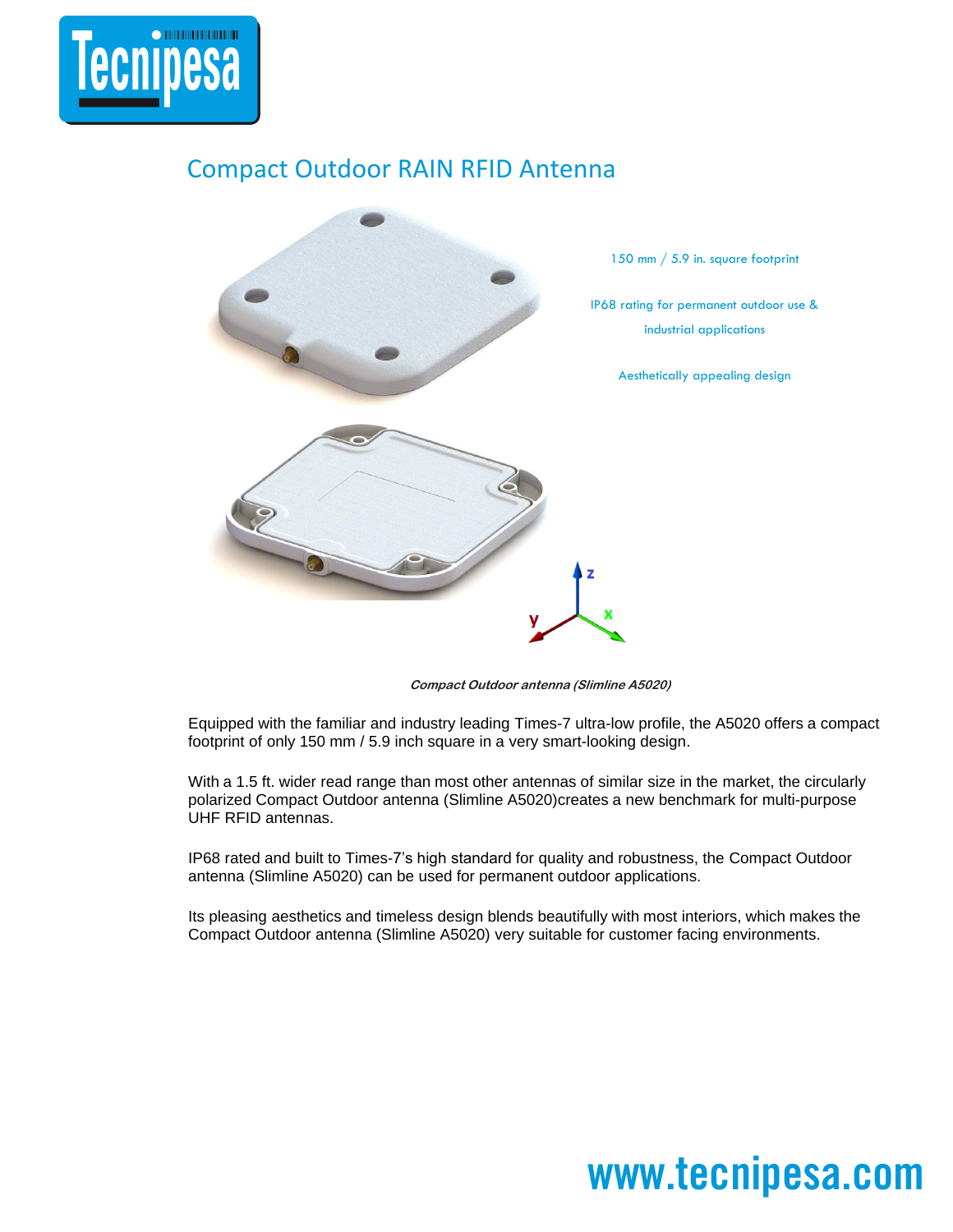# Compact Outdoor RAIN RFID Antenna

150 mm / 5.9 in. square footprint

IP68 rating for permanent outdoor use & industrial applications

Aesthetically appealing design

***Compact Outdoor antenna (Slimline A5020)***

Equipped with the familiar and industry leading Times-7 ultra-low profile, the A5020 offers a compact footprint of only 150 mm / 5.9 inch square in a very smart-looking design.

With a 1.5 ft. wider read range than most other antennas of similar size in the market, the circularly polarized Compact Outdoor antenna (Slimline A5020)creates a new benchmark for multi-purpose UHF RFID antennas.

IP68 rated and built to Times-7's high standard for quality and robustness, the Compact Outdoor antenna (Slimline A5020) can be used for permanent outdoor applications.

Its pleasing aesthetics and timeless design blends beautifully with most interiors, which makes the Compact Outdoor antenna (Slimline A5020) very suitable for customer facing environments.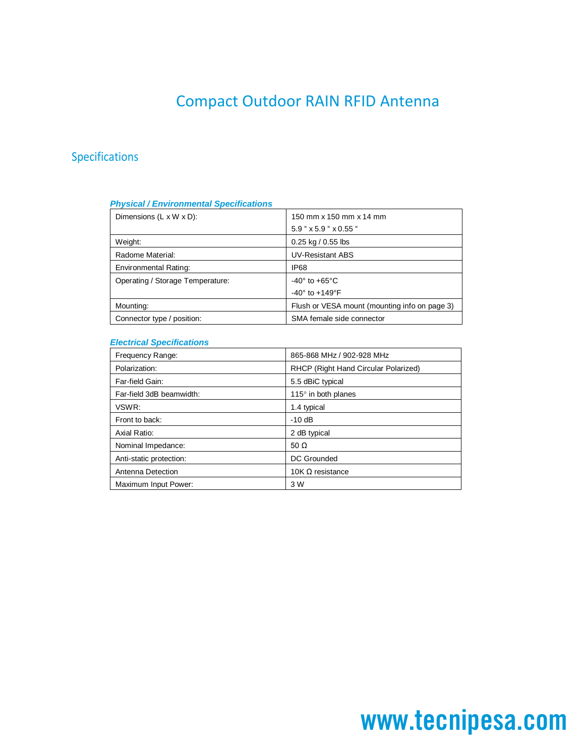# Compact Outdoor RAIN RFID Antenna

## Specifications

### *Physical / Environmental Specifications*

| | |
|---|---|
| Dimensions (L x W x D): | 150 mm x 150 mm x 14 mm<br>5.9 " x 5.9 " x 0.55 " |
| Weight: | 0.25 kg / 0.55 lbs |
| Radome Material: | UV-Resistant ABS |
| Environmental Rating: | IP68 |
| Operating / Storage Temperature: | -40° to +65°C<br>-40° to +149°F |
| Mounting: | Flush or VESA mount (mounting info on page 3) |
| Connector type / position: | SMA female side connector |

### *Electrical Specifications*

| | |
|---|---|
| Frequency Range: | 865-868 MHz / 902-928 MHz |
| Polarization: | RHCP (Right Hand Circular Polarized) |
| Far-field Gain: | 5.5 dBiC typical |
| Far-field 3dB beamwidth: | 115° in both planes |
| VSWR: | 1.4 typical |
| Front to back: | -10 dB |
| Axial Ratio: | 2 dB typical |
| Nominal Impedance: | 50 Ω |
| Anti-static protection: | DC Grounded |
| Antenna Detection | 10K Ω resistance |
| Maximum Input Power: | 3 W |

www.tecnipesa.com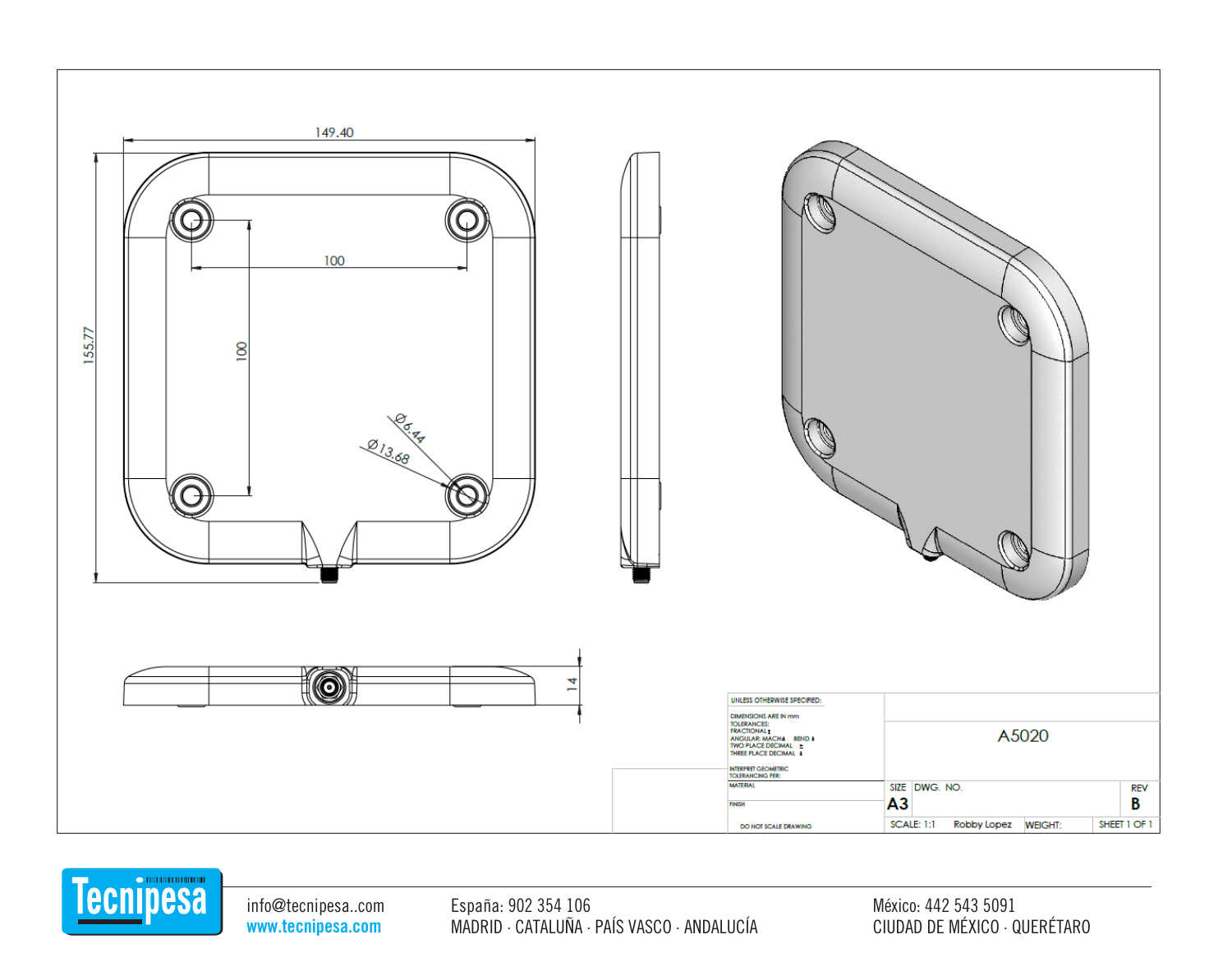149.40

100

155.77

100

Ø6.44

Ø13.68

14

| | | |
|---|---|---|
| UNLESS OTHERWISE SPECIFIED: DIMENSIONS ARE IN mm TOLERANCES: FRACTIONAL ± ANGULAR: MACH ± BEND ± TWO PLACE DECIMAL ± THREE PLACE DECIMAL ± INTERPRET GEOMETRIC TOLERANCING PER: | A5020 | |
| MATERIAL | SIZE A3 DWG. NO. | REV B |
| FINISH DO NOT SCALE DRAWING | SCALE: 1:1 Robby Lopez WEIGHT: | SHEET 1 OF 1 |

Tecnipesa

info@tecnipesa..com
www.tecnipesa.com

España: 902 354 106
MADRID · CATALUÑA · PAÍS VASCO · ANDALUCÍA

México: 442 543 5091
CIUDAD DE MÉXICO · QUERÉTARO